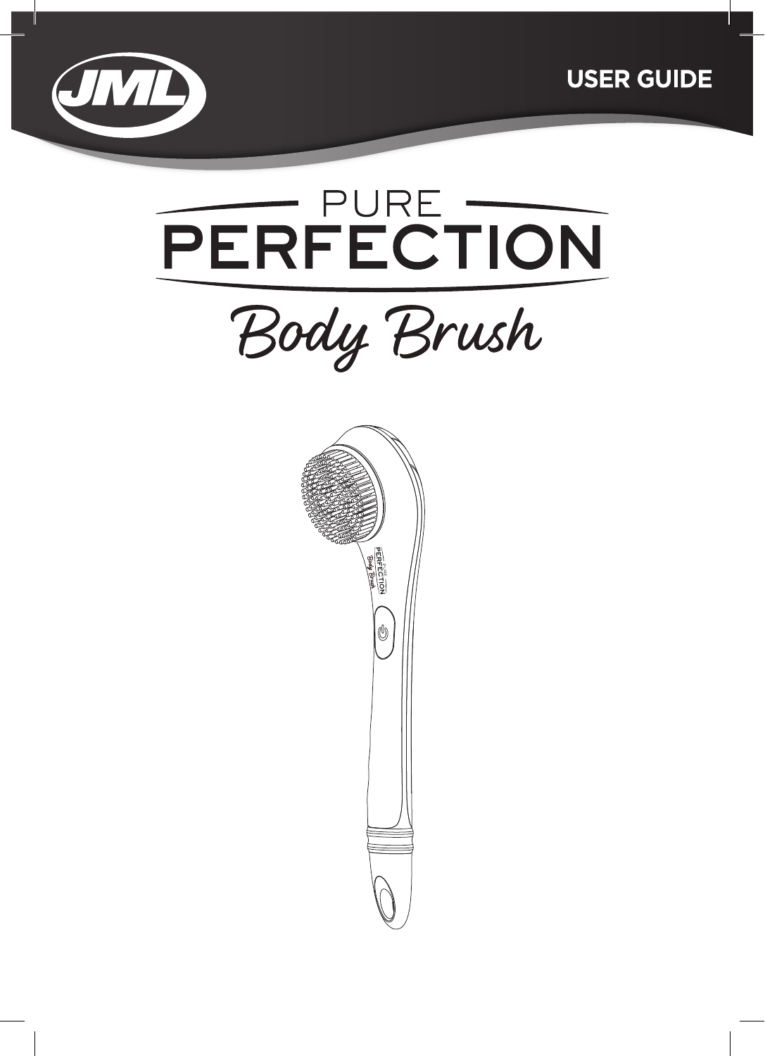JML

USER GUIDE

# PURE PERFECTION

## Body Brush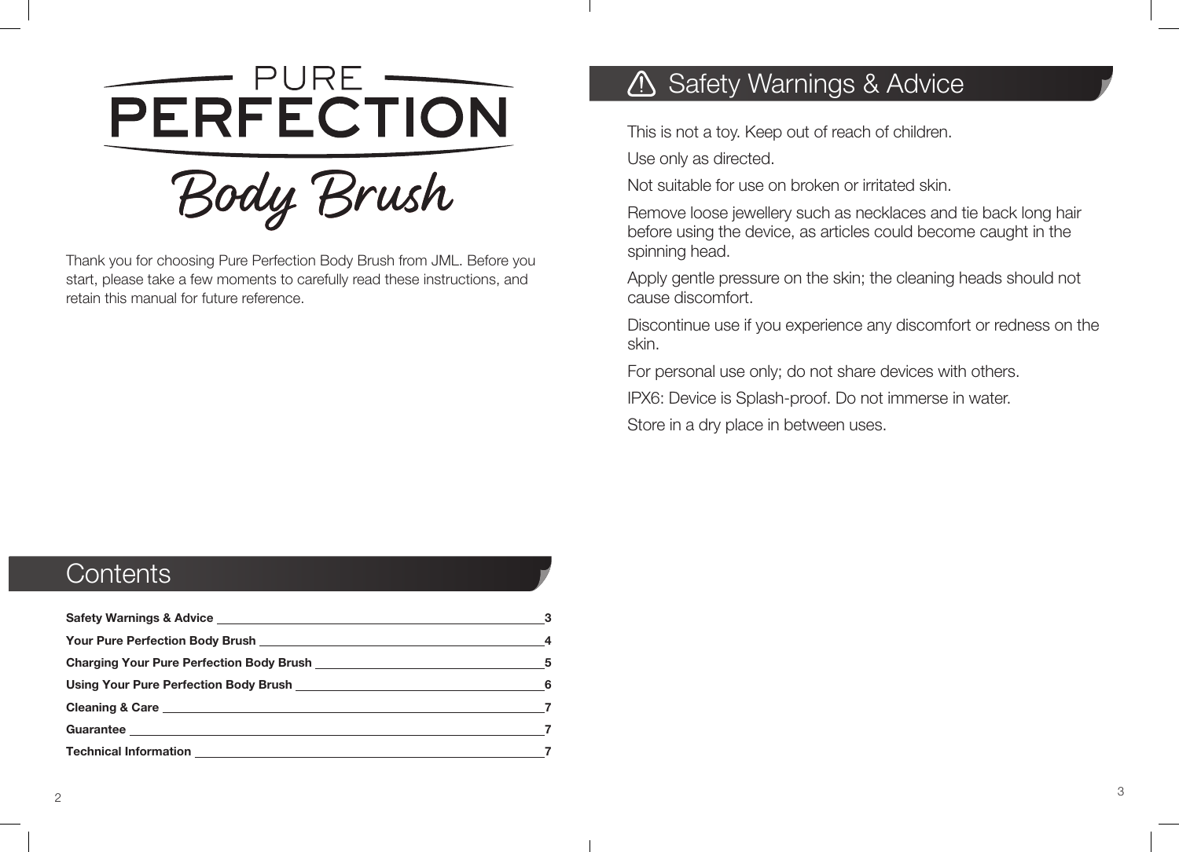# PURE PERFECTION

## Body Brush

Thank you for choosing Pure Perfection Body Brush from JML. Before you start, please take a few moments to carefully read these instructions, and retain this manual for future reference.

## Contents

| | |
|---|---|
| **Safety Warnings & Advice** | **3** |
| **Your Pure Perfection Body Brush** | **4** |
| **Charging Your Pure Perfection Body Brush** | **5** |
| **Using Your Pure Perfection Body Brush** | **6** |
| **Cleaning & Care** | **7** |
| **Guarantee** | **7** |
| **Technical Information** | **7** |

## ⚠ Safety Warnings & Advice

This is not a toy. Keep out of reach of children.

Use only as directed.

Not suitable for use on broken or irritated skin.

Remove loose jewellery such as necklaces and tie back long hair before using the device, as articles could become caught in the spinning head.

Apply gentle pressure on the skin; the cleaning heads should not cause discomfort.

Discontinue use if you experience any discomfort or redness on the skin.

For personal use only; do not share devices with others.

IPX6: Device is Splash-proof. Do not immerse in water.

Store in a dry place in between uses.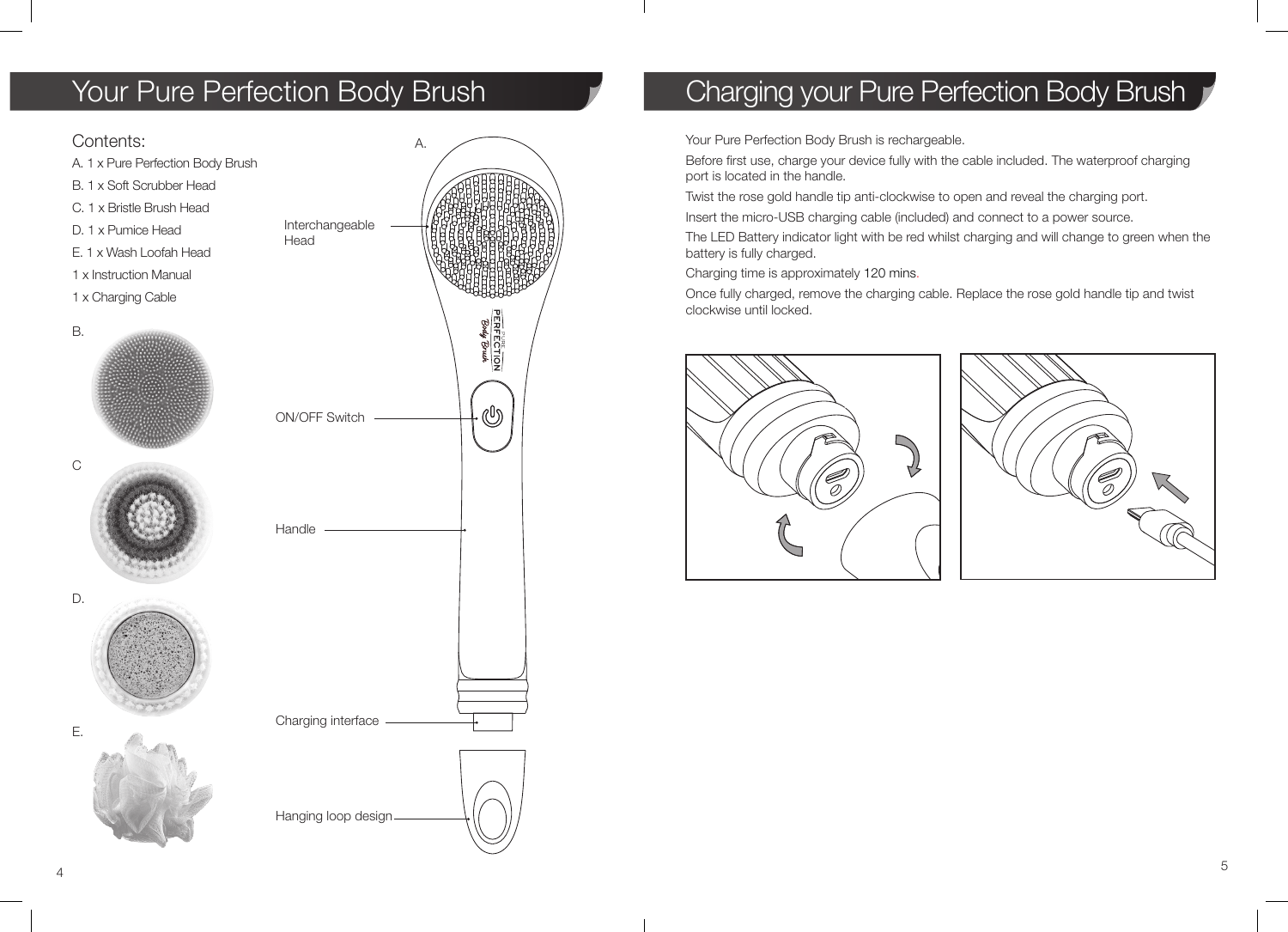# Your Pure Perfection Body Brush

## Contents:

A. 1 x Pure Perfection Body Brush

B. 1 x Soft Scrubber Head

C. 1 x Bristle Brush Head

D. 1 x Pumice Head

E. 1 x Wash Loofah Head

1 x Instruction Manual

1 x Charging Cable

B.

C

D.

E.

A.

Interchangeable Head

ON/OFF Switch

Handle

Charging interface

Hanging loop design

# Charging your Pure Perfection Body Brush

Your Pure Perfection Body Brush is rechargeable.

Before first use, charge your device fully with the cable included. The waterproof charging port is located in the handle.

Twist the rose gold handle tip anti-clockwise to open and reveal the charging port.

Insert the micro-USB charging cable (included) and connect to a power source.

The LED Battery indicator light with be red whilst charging and will change to green when the battery is fully charged.

Charging time is approximately 120 mins.

Once fully charged, remove the charging cable. Replace the rose gold handle tip and twist clockwise until locked.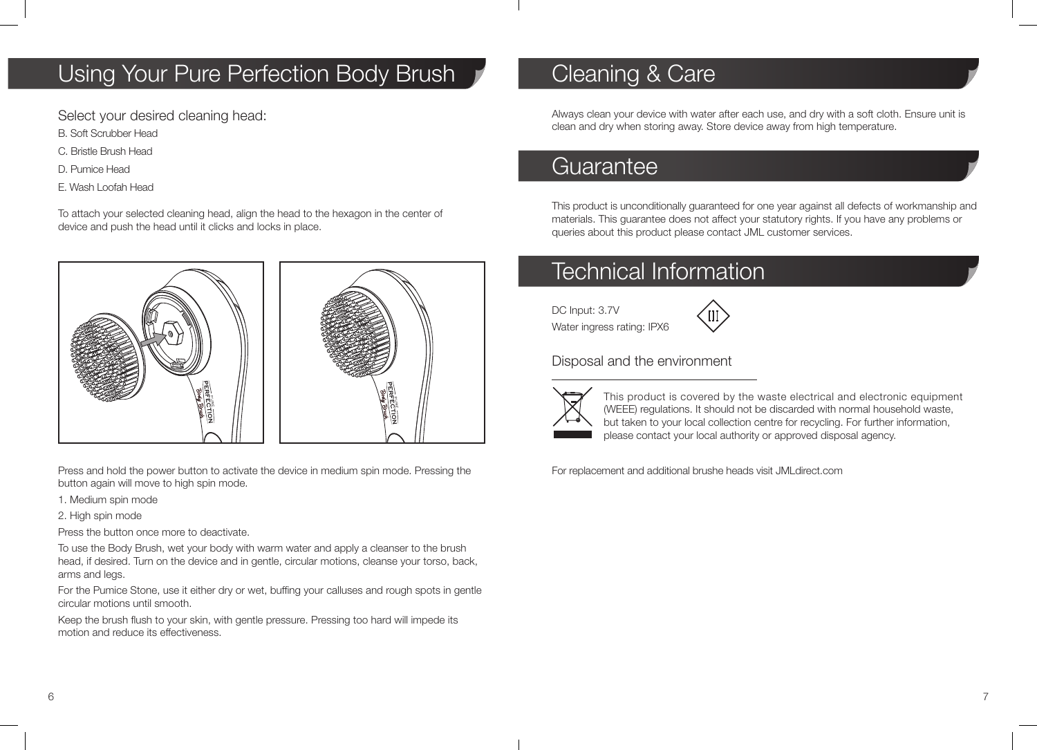# Using Your Pure Perfection Body Brush

Select your desired cleaning head:

B. Soft Scrubber Head

C. Bristle Brush Head

D. Pumice Head

E. Wash Loofah Head

To attach your selected cleaning head, align the head to the hexagon in the center of device and push the head until it clicks and locks in place.

Press and hold the power button to activate the device in medium spin mode. Pressing the button again will move to high spin mode.

1. Medium spin mode
2. High spin mode

Press the button once more to deactivate.

To use the Body Brush, wet your body with warm water and apply a cleanser to the brush head, if desired. Turn on the device and in gentle, circular motions, cleanse your torso, back, arms and legs.

For the Pumice Stone, use it either dry or wet, buffing your calluses and rough spots in gentle circular motions until smooth.

Keep the brush flush to your skin, with gentle pressure. Pressing too hard will impede its motion and reduce its effectiveness.

# Cleaning & Care

Always clean your device with water after each use, and dry with a soft cloth. Ensure unit is clean and dry when storing away. Store device away from high temperature.

# Guarantee

This product is unconditionally guaranteed for one year against all defects of workmanship and materials. This guarantee does not affect your statutory rights. If you have any problems or queries about this product please contact JML customer services.

# Technical Information

DC Input: 3.7V

Water ingress rating: IPX6

## Disposal and the environment

This product is covered by the waste electrical and electronic equipment (WEEE) regulations. It should not be discarded with normal household waste, but taken to your local collection centre for recycling. For further information, please contact your local authority or approved disposal agency.

For replacement and additional brushe heads visit JMLdirect.com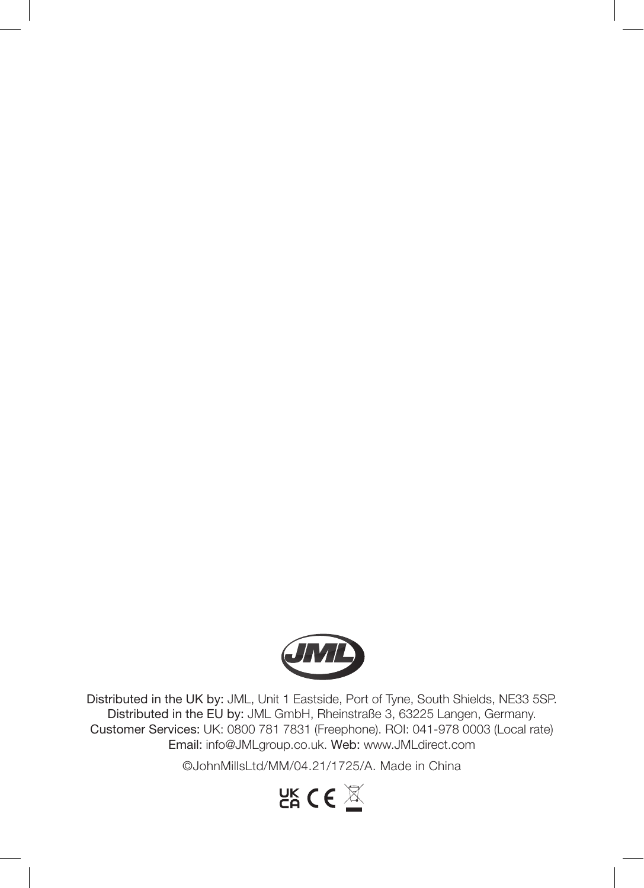**Distributed in the UK by:** JML, Unit 1 Eastside, Port of Tyne, South Shields, NE33 5SP.
**Distributed in the EU by:** JML GmbH, Rheinstraße 3, 63225 Langen, Germany.
**Customer Services:** UK: 0800 781 7831 (Freephone). ROI: 041-978 0003 (Local rate)
**Email:** info@JMLgroup.co.uk. **Web:** www.JMLdirect.com

©JohnMillsLtd/MM/04.21/1725/A. Made in China